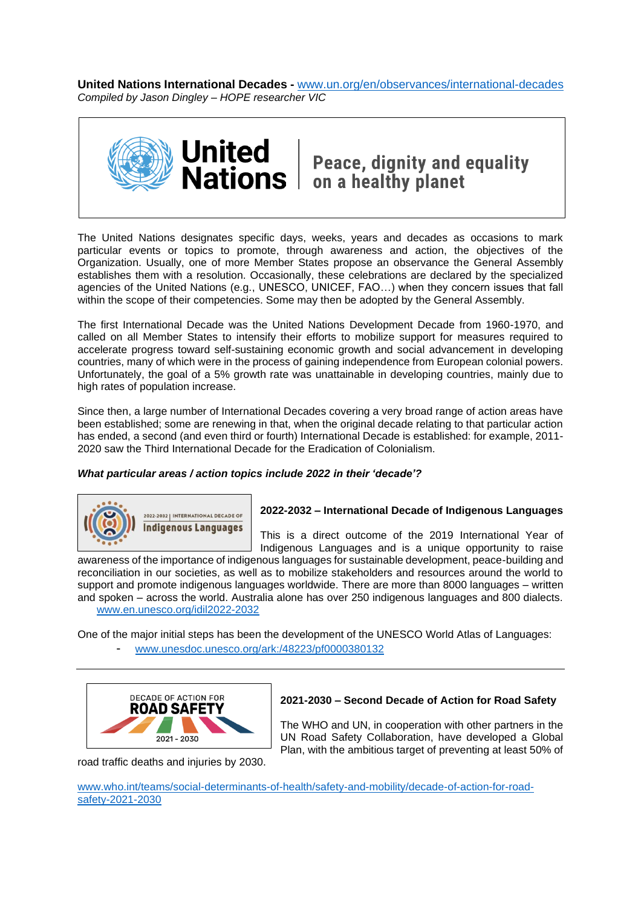**United Nations International Decades -** [www.un.org/en/observances/international-decades](http://www.un.org/en/observances/international-decades)
*Compiled by Jason Dingley – HOPE researcher VIC*

The United Nations designates specific days, weeks, years and decades as occasions to mark particular events or topics to promote, through awareness and action, the objectives of the Organization. Usually, one of more Member States propose an observance the General Assembly establishes them with a resolution. Occasionally, these celebrations are declared by the specialized agencies of the United Nations (e.g., UNESCO, UNICEF, FAO…) when they concern issues that fall within the scope of their competencies. Some may then be adopted by the General Assembly.

The first International Decade was the United Nations Development Decade from 1960-1970, and called on all Member States to intensify their efforts to mobilize support for measures required to accelerate progress toward self-sustaining economic growth and social advancement in developing countries, many of which were in the process of gaining independence from European colonial powers. Unfortunately, the goal of a 5% growth rate was unattainable in developing countries, mainly due to high rates of population increase.

Since then, a large number of International Decades covering a very broad range of action areas have been established; some are renewing in that, when the original decade relating to that particular action has ended, a second (and even third or fourth) International Decade is established: for example, 2011-2020 saw the Third International Decade for the Eradication of Colonialism.

***What particular areas / action topics include 2022 in their 'decade'?***

**2022-2032 – International Decade of Indigenous Languages**

This is a direct outcome of the 2019 International Year of Indigenous Languages and is a unique opportunity to raise awareness of the importance of indigenous languages for sustainable development, peace-building and reconciliation in our societies, as well as to mobilize stakeholders and resources around the world to support and promote indigenous languages worldwide. There are more than 8000 languages – written and spoken – across the world. Australia alone has over 250 indigenous languages and 800 dialects.
[www.en.unesco.org/idil2022-2032](http://www.en.unesco.org/idil2022-2032)

One of the major initial steps has been the development of the UNESCO World Atlas of Languages:

- [www.unesdoc.unesco.org/ark:/48223/pf0000380132](http://www.unesdoc.unesco.org/ark:/48223/pf0000380132)

---

**2021-2030 – Second Decade of Action for Road Safety**

The WHO and UN, in cooperation with other partners in the UN Road Safety Collaboration, have developed a Global Plan, with the ambitious target of preventing at least 50% of road traffic deaths and injuries by 2030.

[www.who.int/teams/social-determinants-of-health/safety-and-mobility/decade-of-action-for-road-safety-2021-2030](http://www.who.int/teams/social-determinants-of-health/safety-and-mobility/decade-of-action-for-road-safety-2021-2030)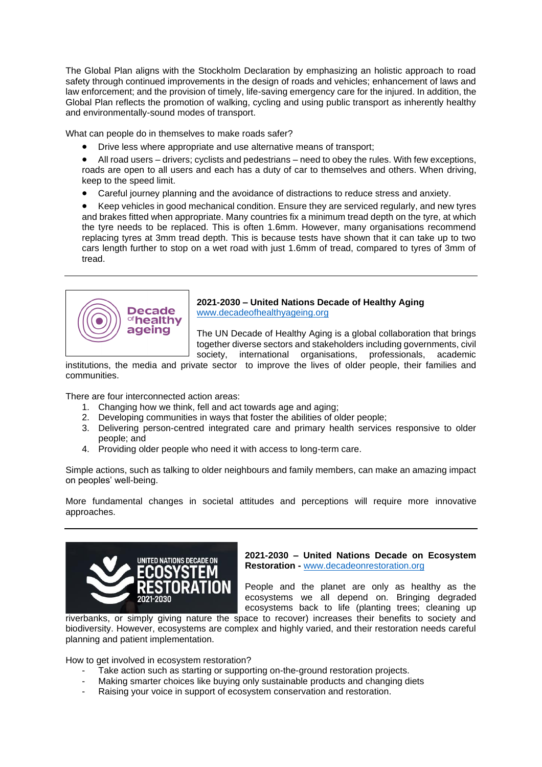The Global Plan aligns with the Stockholm Declaration by emphasizing an holistic approach to road safety through continued improvements in the design of roads and vehicles; enhancement of laws and law enforcement; and the provision of timely, life-saving emergency care for the injured. In addition, the Global Plan reflects the promotion of walking, cycling and using public transport as inherently healthy and environmentally-sound modes of transport.

What can people do in themselves to make roads safer?

- Drive less where appropriate and use alternative means of transport;
- All road users – drivers; cyclists and pedestrians – need to obey the rules. With few exceptions, roads are open to all users and each has a duty of car to themselves and others. When driving, keep to the speed limit.
- Careful journey planning and the avoidance of distractions to reduce stress and anxiety.
- Keep vehicles in good mechanical condition. Ensure they are serviced regularly, and new tyres and brakes fitted when appropriate. Many countries fix a minimum tread depth on the tyre, at which the tyre needs to be replaced. This is often 1.6mm. However, many organisations recommend replacing tyres at 3mm tread depth. This is because tests have shown that it can take up to two cars length further to stop on a wet road with just 1.6mm of tread, compared to tyres of 3mm of tread.

---

**2021-2030 – United Nations Decade of Healthy Aging**
www.decadeofhealthyageing.org

The UN Decade of Healthy Aging is a global collaboration that brings together diverse sectors and stakeholders including governments, civil society, international organisations, professionals, academic institutions, the media and private sector to improve the lives of older people, their families and communities.

There are four interconnected action areas:

1. Changing how we think, fell and act towards age and aging;
2. Developing communities in ways that foster the abilities of older people;
3. Delivering person-centred integrated care and primary health services responsive to older people; and
4. Providing older people who need it with access to long-term care.

Simple actions, such as talking to older neighbours and family members, can make an amazing impact on peoples' well-being.

More fundamental changes in societal attitudes and perceptions will require more innovative approaches.

---

**2021-2030 – United Nations Decade on Ecosystem Restoration -** www.decadeonrestoration.org

People and the planet are only as healthy as the ecosystems we all depend on. Bringing degraded ecosystems back to life (planting trees; cleaning up riverbanks, or simply giving nature the space to recover) increases their benefits to society and biodiversity. However, ecosystems are complex and highly varied, and their restoration needs careful planning and patient implementation.

How to get involved in ecosystem restoration?

- Take action such as starting or supporting on-the-ground restoration projects.
- Making smarter choices like buying only sustainable products and changing diets
- Raising your voice in support of ecosystem conservation and restoration.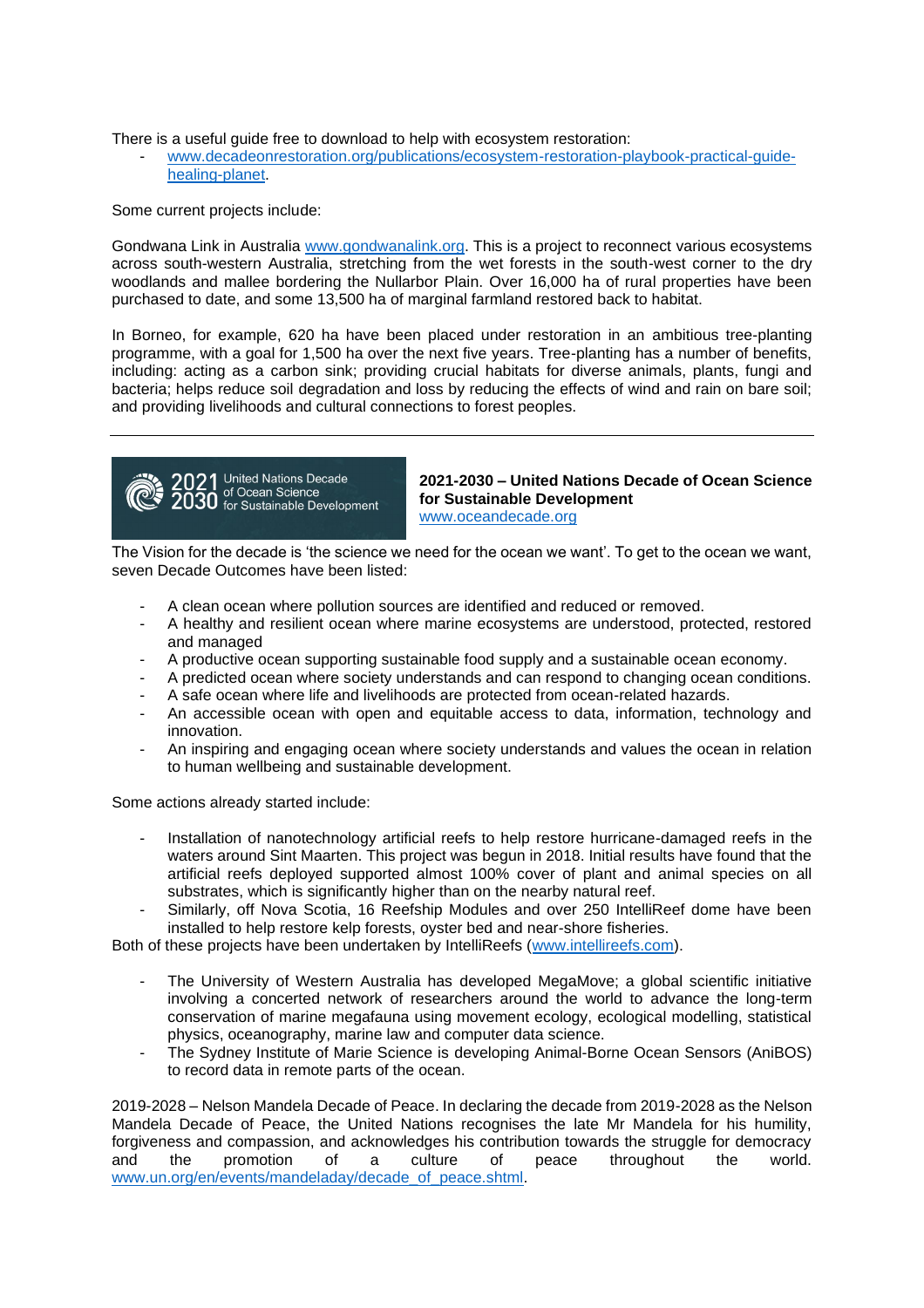There is a useful guide free to download to help with ecosystem restoration:

- [www.decadeonrestoration.org/publications/ecosystem-restoration-playbook-practical-guide-healing-planet](www.decadeonrestoration.org/publications/ecosystem-restoration-playbook-practical-guide-healing-planet).

Some current projects include:

Gondwana Link in Australia [www.gondwanalink.org](www.gondwanalink.org). This is a project to reconnect various ecosystems across south-western Australia, stretching from the wet forests in the south-west corner to the dry woodlands and mallee bordering the Nullarbor Plain. Over 16,000 ha of rural properties have been purchased to date, and some 13,500 ha of marginal farmland restored back to habitat.

In Borneo, for example, 620 ha have been placed under restoration in an ambitious tree-planting programme, with a goal for 1,500 ha over the next five years. Tree-planting has a number of benefits, including: acting as a carbon sink; providing crucial habitats for diverse animals, plants, fungi and bacteria; helps reduce soil degradation and loss by reducing the effects of wind and rain on bare soil; and providing livelihoods and cultural connections to forest peoples.

---

2021 2030 United Nations Decade of Ocean Science for Sustainable Development

**2021-2030 – United Nations Decade of Ocean Science for Sustainable Development**
[www.oceandecade.org](www.oceandecade.org)

The Vision for the decade is 'the science we need for the ocean we want'. To get to the ocean we want, seven Decade Outcomes have been listed:

- A clean ocean where pollution sources are identified and reduced or removed.
- A healthy and resilient ocean where marine ecosystems are understood, protected, restored and managed
- A productive ocean supporting sustainable food supply and a sustainable ocean economy.
- A predicted ocean where society understands and can respond to changing ocean conditions.
- A safe ocean where life and livelihoods are protected from ocean-related hazards.
- An accessible ocean with open and equitable access to data, information, technology and innovation.
- An inspiring and engaging ocean where society understands and values the ocean in relation to human wellbeing and sustainable development.

Some actions already started include:

- Installation of nanotechnology artificial reefs to help restore hurricane-damaged reefs in the waters around Sint Maarten. This project was begun in 2018. Initial results have found that the artificial reefs deployed supported almost 100% cover of plant and animal species on all substrates, which is significantly higher than on the nearby natural reef.
- Similarly, off Nova Scotia, 16 Reefship Modules and over 250 IntelliReef dome have been installed to help restore kelp forests, oyster bed and near-shore fisheries.

Both of these projects have been undertaken by IntelliReefs ([www.intellireefs.com](www.intellireefs.com)).

- The University of Western Australia has developed MegaMove; a global scientific initiative involving a concerted network of researchers around the world to advance the long-term conservation of marine megafauna using movement ecology, ecological modelling, statistical physics, oceanography, marine law and computer data science.
- The Sydney Institute of Marie Science is developing Animal-Borne Ocean Sensors (AniBOS) to record data in remote parts of the ocean.

2019-2028 – Nelson Mandela Decade of Peace. In declaring the decade from 2019-2028 as the Nelson Mandela Decade of Peace, the United Nations recognises the late Mr Mandela for his humility, forgiveness and compassion, and acknowledges his contribution towards the struggle for democracy and the promotion of a culture of peace throughout the world. [www.un.org/en/events/mandeladay/decade_of_peace.shtml](www.un.org/en/events/mandeladay/decade_of_peace.shtml).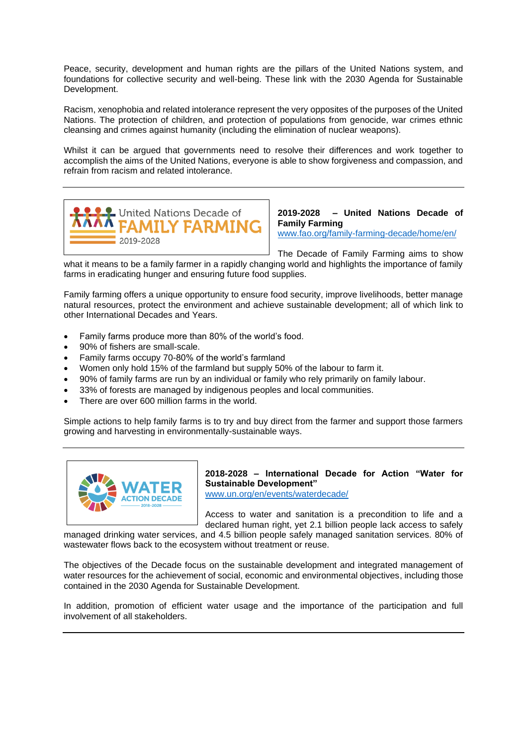Peace, security, development and human rights are the pillars of the United Nations system, and foundations for collective security and well-being. These link with the 2030 Agenda for Sustainable Development.

Racism, xenophobia and related intolerance represent the very opposites of the purposes of the United Nations. The protection of children, and protection of populations from genocide, war crimes ethnic cleansing and crimes against humanity (including the elimination of nuclear weapons).

Whilst it can be argued that governments need to resolve their differences and work together to accomplish the aims of the United Nations, everyone is able to show forgiveness and compassion, and refrain from racism and related intolerance.

---

**2019-2028 – United Nations Decade of Family Farming**
www.fao.org/family-farming-decade/home/en/

The Decade of Family Farming aims to show what it means to be a family farmer in a rapidly changing world and highlights the importance of family farms in eradicating hunger and ensuring future food supplies.

Family farming offers a unique opportunity to ensure food security, improve livelihoods, better manage natural resources, protect the environment and achieve sustainable development; all of which link to other International Decades and Years.

- Family farms produce more than 80% of the world's food.
- 90% of fishers are small-scale.
- Family farms occupy 70-80% of the world's farmland
- Women only hold 15% of the farmland but supply 50% of the labour to farm it.
- 90% of family farms are run by an individual or family who rely primarily on family labour.
- 33% of forests are managed by indigenous peoples and local communities.
- There are over 600 million farms in the world.

Simple actions to help family farms is to try and buy direct from the farmer and support those farmers growing and harvesting in environmentally-sustainable ways.

---

**2018-2028 – International Decade for Action "Water for Sustainable Development"**
www.un.org/en/events/waterdecade/

Access to water and sanitation is a precondition to life and a declared human right, yet 2.1 billion people lack access to safely managed drinking water services, and 4.5 billion people safely managed sanitation services. 80% of wastewater flows back to the ecosystem without treatment or reuse.

The objectives of the Decade focus on the sustainable development and integrated management of water resources for the achievement of social, economic and environmental objectives, including those contained in the 2030 Agenda for Sustainable Development.

In addition, promotion of efficient water usage and the importance of the participation and full involvement of all stakeholders.

---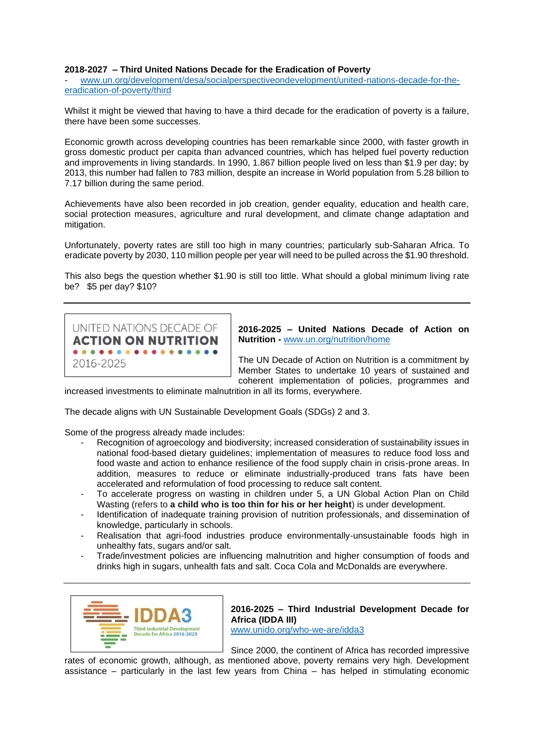**2018-2027 – Third United Nations Decade for the Eradication of Poverty**

- www.un.org/development/desa/socialperspectiveondevelopment/united-nations-decade-for-the-eradication-of-poverty/third

Whilst it might be viewed that having to have a third decade for the eradication of poverty is a failure, there have been some successes.

Economic growth across developing countries has been remarkable since 2000, with faster growth in gross domestic product per capita than advanced countries, which has helped fuel poverty reduction and improvements in living standards. In 1990, 1.867 billion people lived on less than $1.9 per day; by 2013, this number had fallen to 783 million, despite an increase in World population from 5.28 billion to 7.17 billion during the same period.

Achievements have also been recorded in job creation, gender equality, education and health care, social protection measures, agriculture and rural development, and climate change adaptation and mitigation.

Unfortunately, poverty rates are still too high in many countries; particularly sub-Saharan Africa. To eradicate poverty by 2030, 110 million people per year will need to be pulled across the $1.90 threshold.

This also begs the question whether $1.90 is still too little. What should a global minimum living rate be? $5 per day? $10?

---

UNITED NATIONS DECADE OF **ACTION ON NUTRITION** 2016-2025

**2016-2025 – United Nations Decade of Action on Nutrition -** www.un.org/nutrition/home

The UN Decade of Action on Nutrition is a commitment by Member States to undertake 10 years of sustained and coherent implementation of policies, programmes and increased investments to eliminate malnutrition in all its forms, everywhere.

The decade aligns with UN Sustainable Development Goals (SDGs) 2 and 3.

Some of the progress already made includes:

- Recognition of agroecology and biodiversity; increased consideration of sustainability issues in national food-based dietary guidelines; implementation of measures to reduce food loss and food waste and action to enhance resilience of the food supply chain in crisis-prone areas. In addition, measures to reduce or eliminate industrially-produced trans fats have been accelerated and reformulation of food processing to reduce salt content.
- To accelerate progress on wasting in children under 5, a UN Global Action Plan on Child Wasting (refers to **a child who is too thin for his or her height**) is under development.
- Identification of inadequate training provision of nutrition professionals, and dissemination of knowledge, particularly in schools.
- Realisation that agri-food industries produce environmentally-unsustainable foods high in unhealthy fats, sugars and/or salt.
- Trade/investment policies are influencing malnutrition and higher consumption of foods and drinks high in sugars, unhealth fats and salt. Coca Cola and McDonalds are everywhere.

---

IDDA3 Third Industrial Development Decade for Africa 2016-2025

**2016-2025 – Third Industrial Development Decade for Africa (IDDA III)**
www.unido.org/who-we-are/idda3

Since 2000, the continent of Africa has recorded impressive rates of economic growth, although, as mentioned above, poverty remains very high. Development assistance – particularly in the last few years from China – has helped in stimulating economic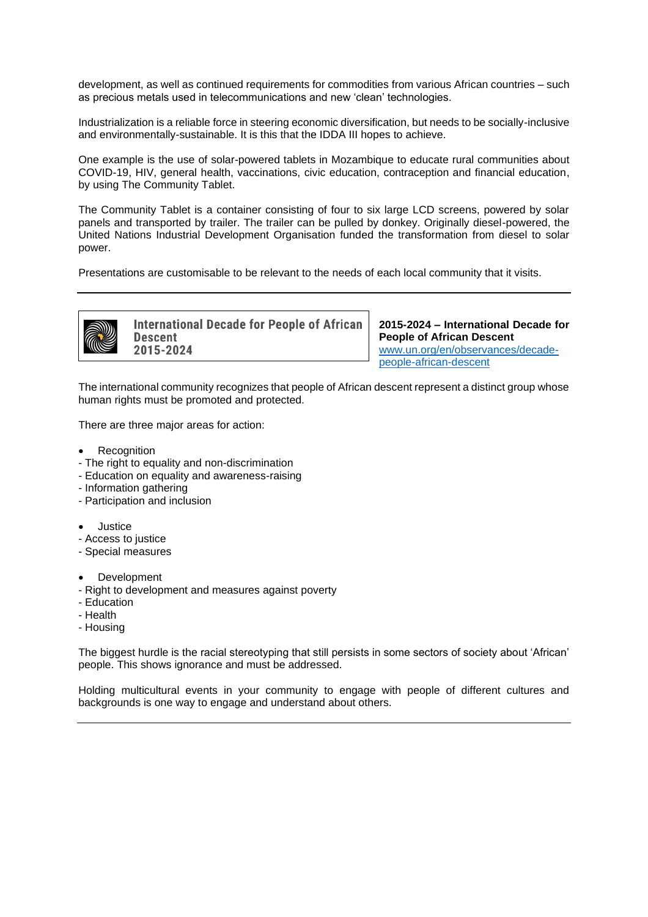development, as well as continued requirements for commodities from various African countries – such as precious metals used in telecommunications and new 'clean' technologies.

Industrialization is a reliable force in steering economic diversification, but needs to be socially-inclusive and environmentally-sustainable. It is this that the IDDA III hopes to achieve.

One example is the use of solar-powered tablets in Mozambique to educate rural communities about COVID-19, HIV, general health, vaccinations, civic education, contraception and financial education, by using The Community Tablet.

The Community Tablet is a container consisting of four to six large LCD screens, powered by solar panels and transported by trailer. The trailer can be pulled by donkey. Originally diesel-powered, the United Nations Industrial Development Organisation funded the transformation from diesel to solar power.

Presentations are customisable to be relevant to the needs of each local community that it visits.

---

**International Decade for People of African Descent 2015-2024**

**2015-2024 – International Decade for People of African Descent**
[www.un.org/en/observances/decade-people-african-descent](http://www.un.org/en/observances/decade-people-african-descent)

The international community recognizes that people of African descent represent a distinct group whose human rights must be promoted and protected.

There are three major areas for action:

- Recognition

- The right to equality and non-discrimination
- Education on equality and awareness-raising
- Information gathering
- Participation and inclusion

- Justice

- Access to justice
- Special measures

- Development

- Right to development and measures against poverty
- Education
- Health
- Housing

The biggest hurdle is the racial stereotyping that still persists in some sectors of society about 'African' people. This shows ignorance and must be addressed.

Holding multicultural events in your community to engage with people of different cultures and backgrounds is one way to engage and understand about others.

---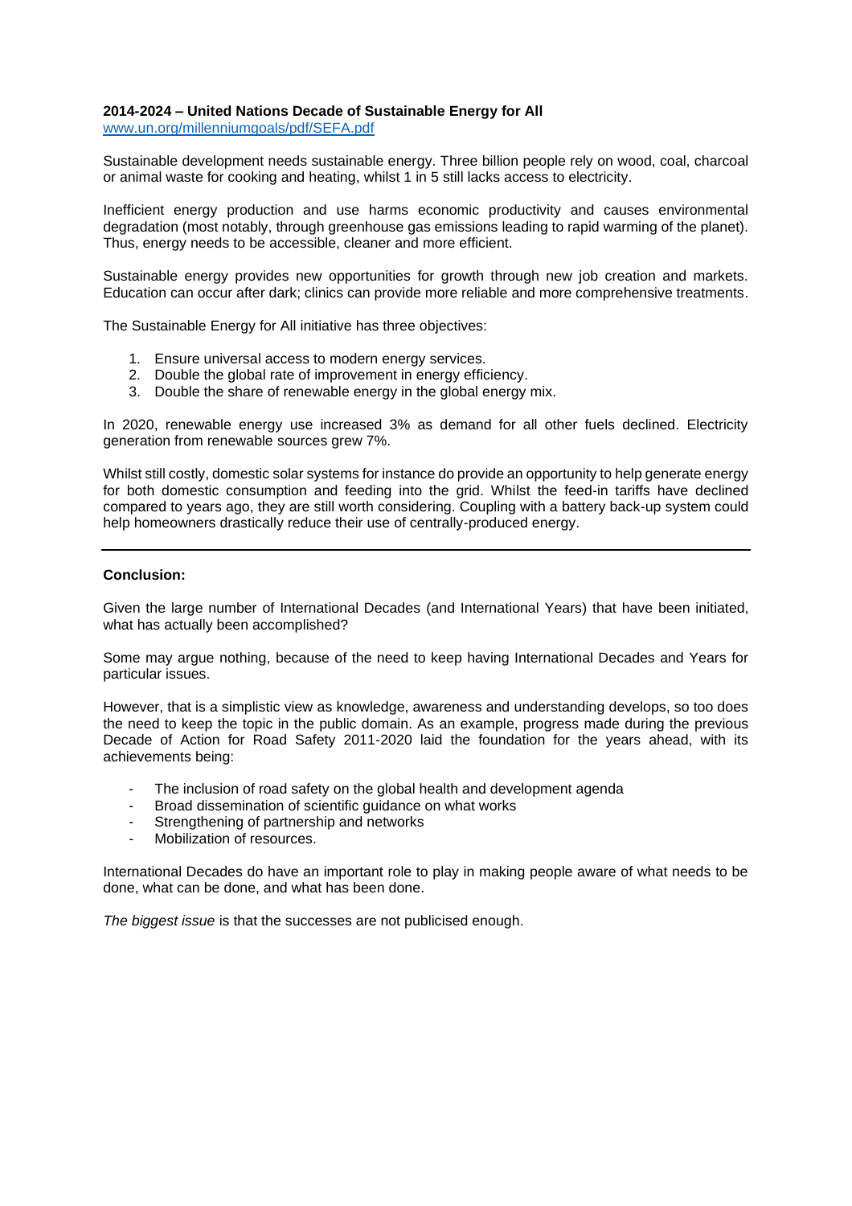**2014-2024 – United Nations Decade of Sustainable Energy for All**
www.un.org/millenniumgoals/pdf/SEFA.pdf

Sustainable development needs sustainable energy. Three billion people rely on wood, coal, charcoal or animal waste for cooking and heating, whilst 1 in 5 still lacks access to electricity.

Inefficient energy production and use harms economic productivity and causes environmental degradation (most notably, through greenhouse gas emissions leading to rapid warming of the planet). Thus, energy needs to be accessible, cleaner and more efficient.

Sustainable energy provides new opportunities for growth through new job creation and markets. Education can occur after dark; clinics can provide more reliable and more comprehensive treatments.

The Sustainable Energy for All initiative has three objectives:

1. Ensure universal access to modern energy services.
2. Double the global rate of improvement in energy efficiency.
3. Double the share of renewable energy in the global energy mix.

In 2020, renewable energy use increased 3% as demand for all other fuels declined. Electricity generation from renewable sources grew 7%.

Whilst still costly, domestic solar systems for instance do provide an opportunity to help generate energy for both domestic consumption and feeding into the grid. Whilst the feed-in tariffs have declined compared to years ago, they are still worth considering. Coupling with a battery back-up system could help homeowners drastically reduce their use of centrally-produced energy.

---

**Conclusion:**

Given the large number of International Decades (and International Years) that have been initiated, what has actually been accomplished?

Some may argue nothing, because of the need to keep having International Decades and Years for particular issues.

However, that is a simplistic view as knowledge, awareness and understanding develops, so too does the need to keep the topic in the public domain. As an example, progress made during the previous Decade of Action for Road Safety 2011-2020 laid the foundation for the years ahead, with its achievements being:

- The inclusion of road safety on the global health and development agenda
- Broad dissemination of scientific guidance on what works
- Strengthening of partnership and networks
- Mobilization of resources.

International Decades do have an important role to play in making people aware of what needs to be done, what can be done, and what has been done.

*The biggest issue* is that the successes are not publicised enough.